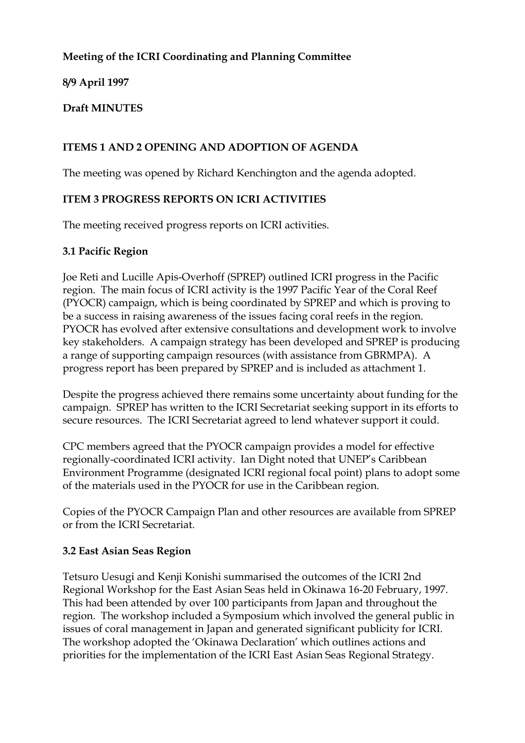**Meeting of the ICRI Coordinating and Planning Committee**

**8/9 April 1997**

**Draft MINUTES**

## ITEMS 1 AND 2 OPENING AND ADOPTION OF AGENDA

The meeting was opened by Richard Kenchington and the agenda adopted.

## ITEM 3 PROGRESS REPORTS ON ICRI ACTIVITIES

The meeting received progress reports on ICRI activities.

### 3.1 Pacific Region

Joe Reti and Lucille Apis-Overhoff (SPREP) outlined ICRI progress in the Pacific region. The main focus of ICRI activity is the 1997 Pacific Year of the Coral Reef (PYOCR) campaign, which is being coordinated by SPREP and which is proving to be a success in raising awareness of the issues facing coral reefs in the region. PYOCR has evolved after extensive consultations and development work to involve key stakeholders. A campaign strategy has been developed and SPREP is producing a range of supporting campaign resources (with assistance from GBRMPA). A progress report has been prepared by SPREP and is included as attachment 1.

Despite the progress achieved there remains some uncertainty about funding for the campaign. SPREP has written to the ICRI Secretariat seeking support in its efforts to secure resources. The ICRI Secretariat agreed to lend whatever support it could.

CPC members agreed that the PYOCR campaign provides a model for effective regionally-coordinated ICRI activity. Ian Dight noted that UNEP's Caribbean Environment Programme (designated ICRI regional focal point) plans to adopt some of the materials used in the PYOCR for use in the Caribbean region.

Copies of the PYOCR Campaign Plan and other resources are available from SPREP or from the ICRI Secretariat.

### 3.2 East Asian Seas Region

Tetsuro Uesugi and Kenji Konishi summarised the outcomes of the ICRI 2nd Regional Workshop for the East Asian Seas held in Okinawa 16-20 February, 1997. This had been attended by over 100 participants from Japan and throughout the region. The workshop included a Symposium which involved the general public in issues of coral management in Japan and generated significant publicity for ICRI. The workshop adopted the 'Okinawa Declaration' which outlines actions and priorities for the implementation of the ICRI East Asian Seas Regional Strategy.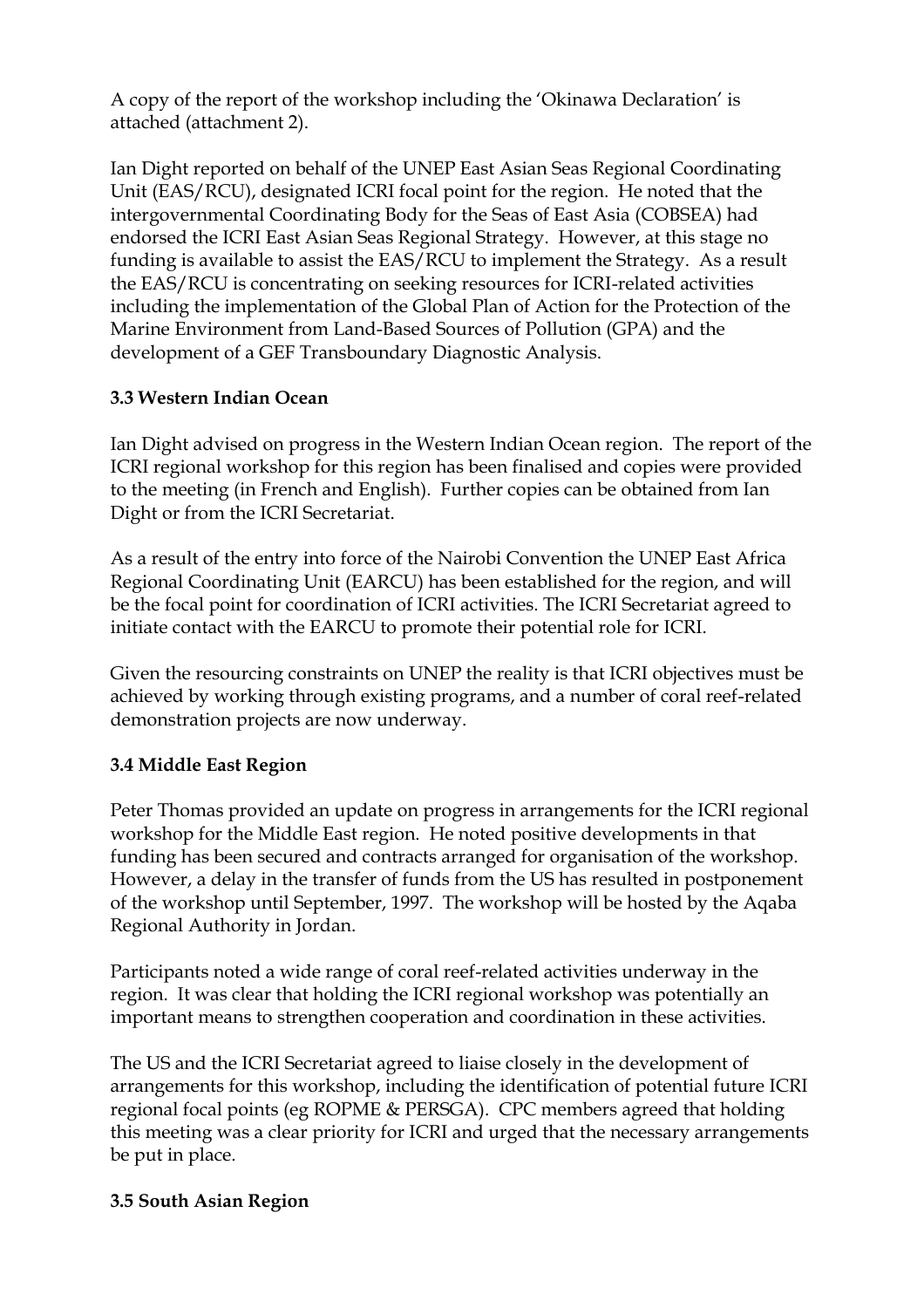A copy of the report of the workshop including the 'Okinawa Declaration' is attached (attachment 2).

Ian Dight reported on behalf of the UNEP East Asian Seas Regional Coordinating Unit (EAS/RCU), designated ICRI focal point for the region. He noted that the intergovernmental Coordinating Body for the Seas of East Asia (COBSEA) had endorsed the ICRI East Asian Seas Regional Strategy. However, at this stage no funding is available to assist the EAS/RCU to implement the Strategy. As a result the EAS/RCU is concentrating on seeking resources for ICRI-related activities including the implementation of the Global Plan of Action for the Protection of the Marine Environment from Land-Based Sources of Pollution (GPA) and the development of a GEF Transboundary Diagnostic Analysis.

### 3.3 Western Indian Ocean

Ian Dight advised on progress in the Western Indian Ocean region. The report of the ICRI regional workshop for this region has been finalised and copies were provided to the meeting (in French and English). Further copies can be obtained from Ian Dight or from the ICRI Secretariat.

As a result of the entry into force of the Nairobi Convention the UNEP East Africa Regional Coordinating Unit (EARCU) has been established for the region, and will be the focal point for coordination of ICRI activities. The ICRI Secretariat agreed to initiate contact with the EARCU to promote their potential role for ICRI.

Given the resourcing constraints on UNEP the reality is that ICRI objectives must be achieved by working through existing programs, and a number of coral reef-related demonstration projects are now underway.

### 3.4 Middle East Region

Peter Thomas provided an update on progress in arrangements for the ICRI regional workshop for the Middle East region. He noted positive developments in that funding has been secured and contracts arranged for organisation of the workshop. However, a delay in the transfer of funds from the US has resulted in postponement of the workshop until September, 1997. The workshop will be hosted by the Aqaba Regional Authority in Jordan.

Participants noted a wide range of coral reef-related activities underway in the region. It was clear that holding the ICRI regional workshop was potentially an important means to strengthen cooperation and coordination in these activities.

The US and the ICRI Secretariat agreed to liaise closely in the development of arrangements for this workshop, including the identification of potential future ICRI regional focal points (eg ROPME & PERSGA). CPC members agreed that holding this meeting was a clear priority for ICRI and urged that the necessary arrangements be put in place.

### 3.5 South Asian Region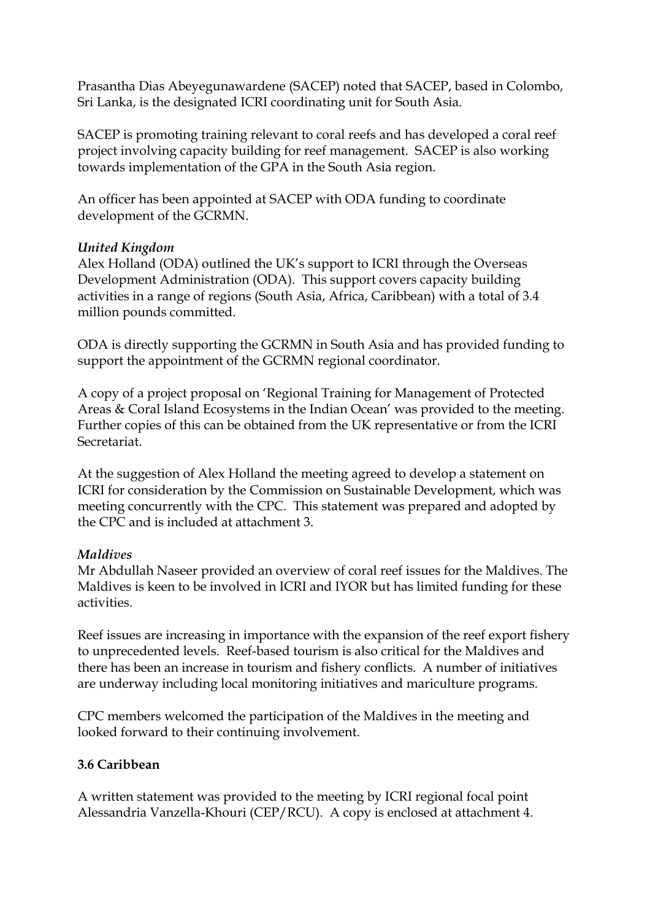Prasantha Dias Abeyegunawardene (SACEP) noted that SACEP, based in Colombo, Sri Lanka, is the designated ICRI coordinating unit for South Asia.

SACEP is promoting training relevant to coral reefs and has developed a coral reef project involving capacity building for reef management. SACEP is also working towards implementation of the GPA in the South Asia region.

An officer has been appointed at SACEP with ODA funding to coordinate development of the GCRMN.

***United Kingdom***
Alex Holland (ODA) outlined the UK's support to ICRI through the Overseas Development Administration (ODA). This support covers capacity building activities in a range of regions (South Asia, Africa, Caribbean) with a total of 3.4 million pounds committed.

ODA is directly supporting the GCRMN in South Asia and has provided funding to support the appointment of the GCRMN regional coordinator.

A copy of a project proposal on 'Regional Training for Management of Protected Areas & Coral Island Ecosystems in the Indian Ocean' was provided to the meeting. Further copies of this can be obtained from the UK representative or from the ICRI Secretariat.

At the suggestion of Alex Holland the meeting agreed to develop a statement on ICRI for consideration by the Commission on Sustainable Development, which was meeting concurrently with the CPC. This statement was prepared and adopted by the CPC and is included at attachment 3.

***Maldives***
Mr Abdullah Naseer provided an overview of coral reef issues for the Maldives. The Maldives is keen to be involved in ICRI and IYOR but has limited funding for these activities.

Reef issues are increasing in importance with the expansion of the reef export fishery to unprecedented levels. Reef-based tourism is also critical for the Maldives and there has been an increase in tourism and fishery conflicts. A number of initiatives are underway including local monitoring initiatives and mariculture programs.

CPC members welcomed the participation of the Maldives in the meeting and looked forward to their continuing involvement.

**3.6 Caribbean**

A written statement was provided to the meeting by ICRI regional focal point Alessandria Vanzella-Khouri (CEP/RCU). A copy is enclosed at attachment 4.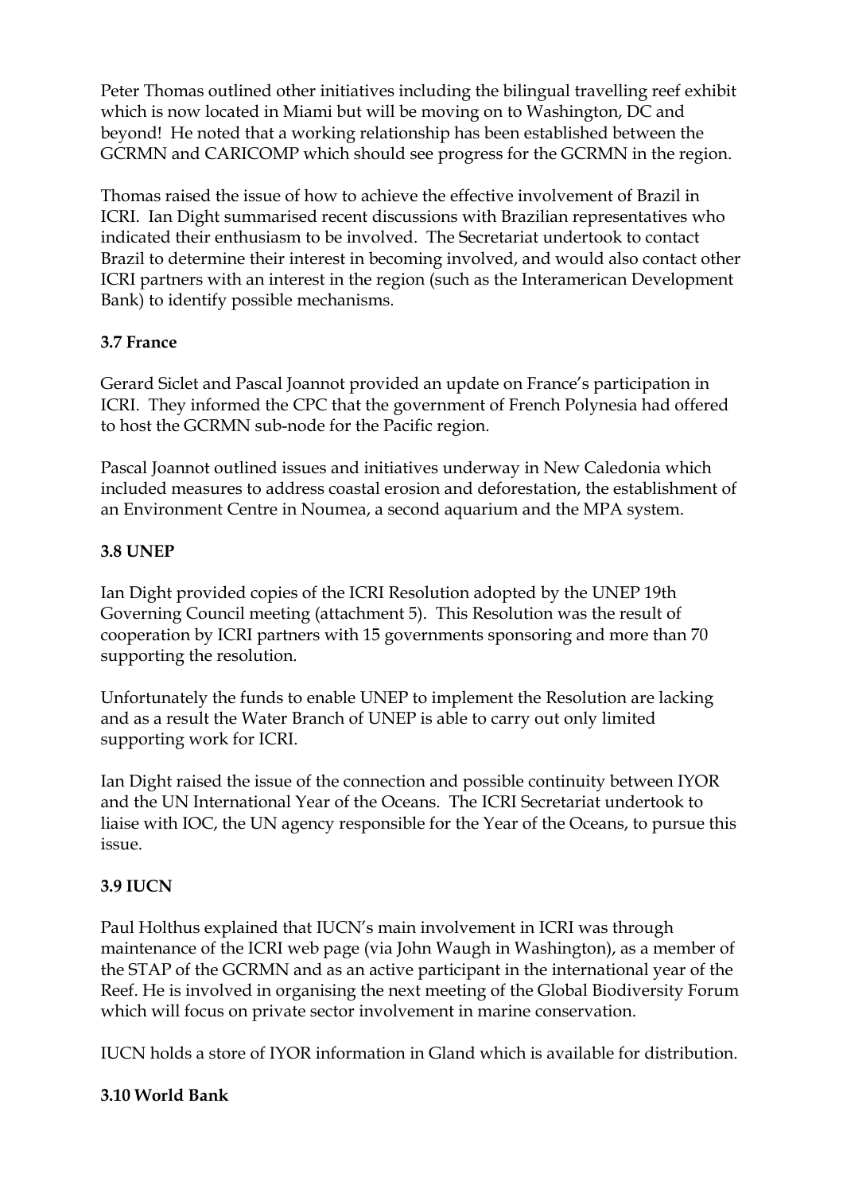Peter Thomas outlined other initiatives including the bilingual travelling reef exhibit which is now located in Miami but will be moving on to Washington, DC and beyond! He noted that a working relationship has been established between the GCRMN and CARICOMP which should see progress for the GCRMN in the region.

Thomas raised the issue of how to achieve the effective involvement of Brazil in ICRI. Ian Dight summarised recent discussions with Brazilian representatives who indicated their enthusiasm to be involved. The Secretariat undertook to contact Brazil to determine their interest in becoming involved, and would also contact other ICRI partners with an interest in the region (such as the Interamerican Development Bank) to identify possible mechanisms.

**3.7 France**

Gerard Siclet and Pascal Joannot provided an update on France's participation in ICRI. They informed the CPC that the government of French Polynesia had offered to host the GCRMN sub-node for the Pacific region.

Pascal Joannot outlined issues and initiatives underway in New Caledonia which included measures to address coastal erosion and deforestation, the establishment of an Environment Centre in Noumea, a second aquarium and the MPA system.

**3.8 UNEP**

Ian Dight provided copies of the ICRI Resolution adopted by the UNEP 19th Governing Council meeting (attachment 5). This Resolution was the result of cooperation by ICRI partners with 15 governments sponsoring and more than 70 supporting the resolution.

Unfortunately the funds to enable UNEP to implement the Resolution are lacking and as a result the Water Branch of UNEP is able to carry out only limited supporting work for ICRI.

Ian Dight raised the issue of the connection and possible continuity between IYOR and the UN International Year of the Oceans. The ICRI Secretariat undertook to liaise with IOC, the UN agency responsible for the Year of the Oceans, to pursue this issue.

**3.9 IUCN**

Paul Holthus explained that IUCN's main involvement in ICRI was through maintenance of the ICRI web page (via John Waugh in Washington), as a member of the STAP of the GCRMN and as an active participant in the international year of the Reef. He is involved in organising the next meeting of the Global Biodiversity Forum which will focus on private sector involvement in marine conservation.

IUCN holds a store of IYOR information in Gland which is available for distribution.

**3.10 World Bank**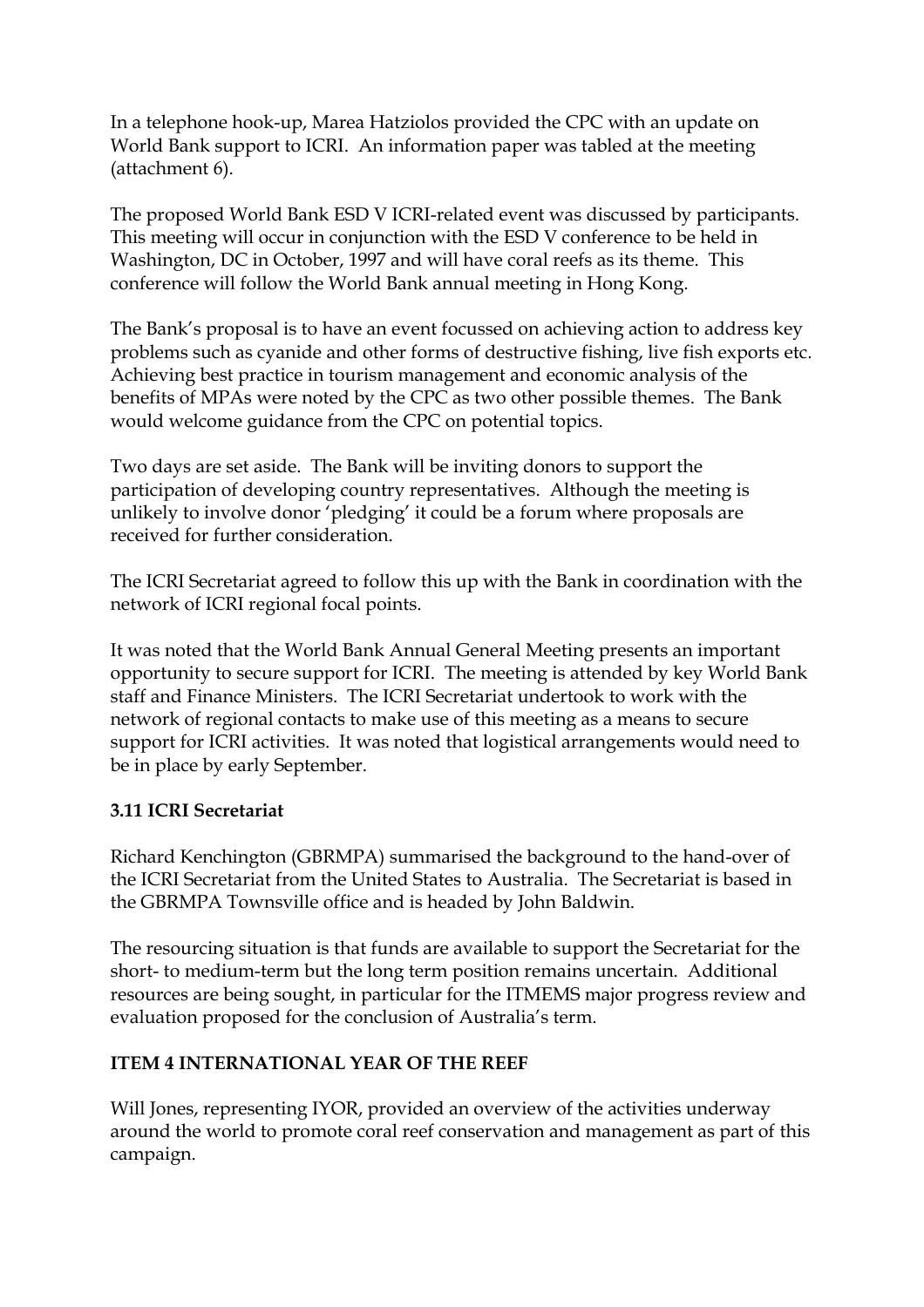In a telephone hook-up, Marea Hatziolos provided the CPC with an update on World Bank support to ICRI. An information paper was tabled at the meeting (attachment 6).

The proposed World Bank ESD V ICRI-related event was discussed by participants. This meeting will occur in conjunction with the ESD V conference to be held in Washington, DC in October, 1997 and will have coral reefs as its theme. This conference will follow the World Bank annual meeting in Hong Kong.

The Bank's proposal is to have an event focussed on achieving action to address key problems such as cyanide and other forms of destructive fishing, live fish exports etc. Achieving best practice in tourism management and economic analysis of the benefits of MPAs were noted by the CPC as two other possible themes. The Bank would welcome guidance from the CPC on potential topics.

Two days are set aside. The Bank will be inviting donors to support the participation of developing country representatives. Although the meeting is unlikely to involve donor 'pledging' it could be a forum where proposals are received for further consideration.

The ICRI Secretariat agreed to follow this up with the Bank in coordination with the network of ICRI regional focal points.

It was noted that the World Bank Annual General Meeting presents an important opportunity to secure support for ICRI. The meeting is attended by key World Bank staff and Finance Ministers. The ICRI Secretariat undertook to work with the network of regional contacts to make use of this meeting as a means to secure support for ICRI activities. It was noted that logistical arrangements would need to be in place by early September.

### 3.11 ICRI Secretariat

Richard Kenchington (GBRMPA) summarised the background to the hand-over of the ICRI Secretariat from the United States to Australia. The Secretariat is based in the GBRMPA Townsville office and is headed by John Baldwin.

The resourcing situation is that funds are available to support the Secretariat for the short- to medium-term but the long term position remains uncertain. Additional resources are being sought, in particular for the ITMEMS major progress review and evaluation proposed for the conclusion of Australia's term.

## ITEM 4 INTERNATIONAL YEAR OF THE REEF

Will Jones, representing IYOR, provided an overview of the activities underway around the world to promote coral reef conservation and management as part of this campaign.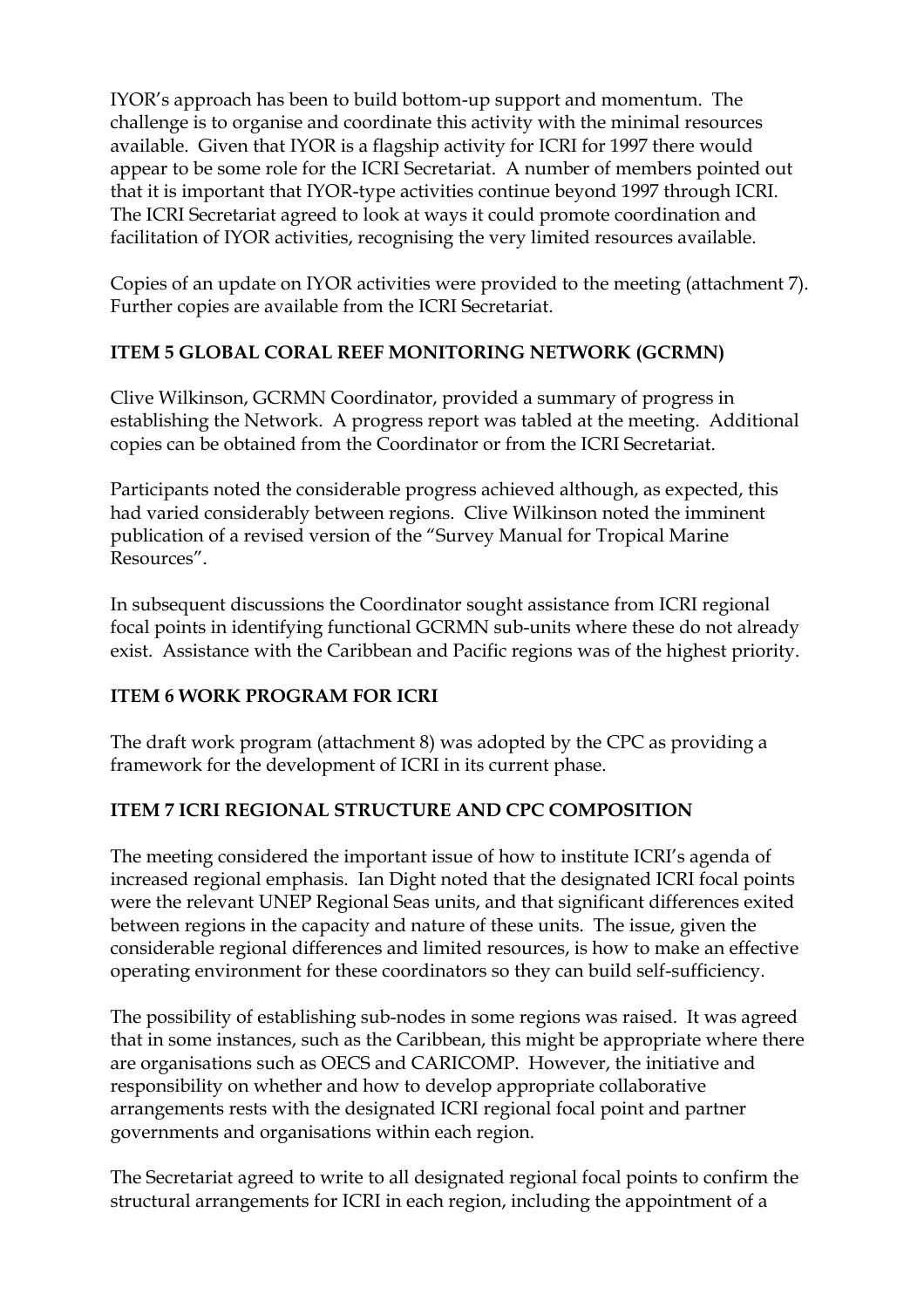IYOR's approach has been to build bottom-up support and momentum. The challenge is to organise and coordinate this activity with the minimal resources available. Given that IYOR is a flagship activity for ICRI for 1997 there would appear to be some role for the ICRI Secretariat. A number of members pointed out that it is important that IYOR-type activities continue beyond 1997 through ICRI. The ICRI Secretariat agreed to look at ways it could promote coordination and facilitation of IYOR activities, recognising the very limited resources available.

Copies of an update on IYOR activities were provided to the meeting (attachment 7). Further copies are available from the ICRI Secretariat.

**ITEM 5 GLOBAL CORAL REEF MONITORING NETWORK (GCRMN)**

Clive Wilkinson, GCRMN Coordinator, provided a summary of progress in establishing the Network. A progress report was tabled at the meeting. Additional copies can be obtained from the Coordinator or from the ICRI Secretariat.

Participants noted the considerable progress achieved although, as expected, this had varied considerably between regions. Clive Wilkinson noted the imminent publication of a revised version of the "Survey Manual for Tropical Marine Resources".

In subsequent discussions the Coordinator sought assistance from ICRI regional focal points in identifying functional GCRMN sub-units where these do not already exist. Assistance with the Caribbean and Pacific regions was of the highest priority.

**ITEM 6 WORK PROGRAM FOR ICRI**

The draft work program (attachment 8) was adopted by the CPC as providing a framework for the development of ICRI in its current phase.

**ITEM 7 ICRI REGIONAL STRUCTURE AND CPC COMPOSITION**

The meeting considered the important issue of how to institute ICRI's agenda of increased regional emphasis. Ian Dight noted that the designated ICRI focal points were the relevant UNEP Regional Seas units, and that significant differences exited between regions in the capacity and nature of these units. The issue, given the considerable regional differences and limited resources, is how to make an effective operating environment for these coordinators so they can build self-sufficiency.

The possibility of establishing sub-nodes in some regions was raised. It was agreed that in some instances, such as the Caribbean, this might be appropriate where there are organisations such as OECS and CARICOMP. However, the initiative and responsibility on whether and how to develop appropriate collaborative arrangements rests with the designated ICRI regional focal point and partner governments and organisations within each region.

The Secretariat agreed to write to all designated regional focal points to confirm the structural arrangements for ICRI in each region, including the appointment of a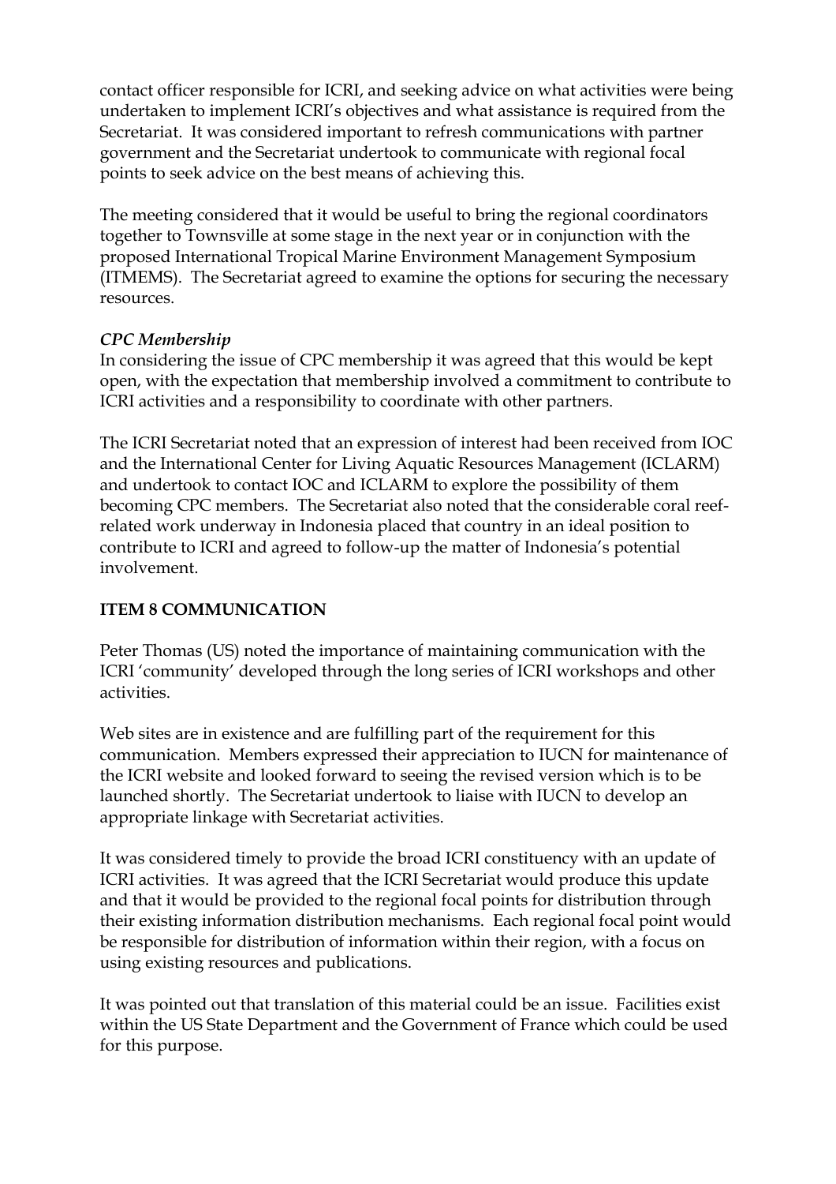contact officer responsible for ICRI, and seeking advice on what activities were being undertaken to implement ICRI's objectives and what assistance is required from the Secretariat. It was considered important to refresh communications with partner government and the Secretariat undertook to communicate with regional focal points to seek advice on the best means of achieving this.

The meeting considered that it would be useful to bring the regional coordinators together to Townsville at some stage in the next year or in conjunction with the proposed International Tropical Marine Environment Management Symposium (ITMEMS). The Secretariat agreed to examine the options for securing the necessary resources.

***CPC Membership***

In considering the issue of CPC membership it was agreed that this would be kept open, with the expectation that membership involved a commitment to contribute to ICRI activities and a responsibility to coordinate with other partners.

The ICRI Secretariat noted that an expression of interest had been received from IOC and the International Center for Living Aquatic Resources Management (ICLARM) and undertook to contact IOC and ICLARM to explore the possibility of them becoming CPC members. The Secretariat also noted that the considerable coral reef-related work underway in Indonesia placed that country in an ideal position to contribute to ICRI and agreed to follow-up the matter of Indonesia's potential involvement.

## ITEM 8 COMMUNICATION

Peter Thomas (US) noted the importance of maintaining communication with the ICRI 'community' developed through the long series of ICRI workshops and other activities.

Web sites are in existence and are fulfilling part of the requirement for this communication. Members expressed their appreciation to IUCN for maintenance of the ICRI website and looked forward to seeing the revised version which is to be launched shortly. The Secretariat undertook to liaise with IUCN to develop an appropriate linkage with Secretariat activities.

It was considered timely to provide the broad ICRI constituency with an update of ICRI activities. It was agreed that the ICRI Secretariat would produce this update and that it would be provided to the regional focal points for distribution through their existing information distribution mechanisms. Each regional focal point would be responsible for distribution of information within their region, with a focus on using existing resources and publications.

It was pointed out that translation of this material could be an issue. Facilities exist within the US State Department and the Government of France which could be used for this purpose.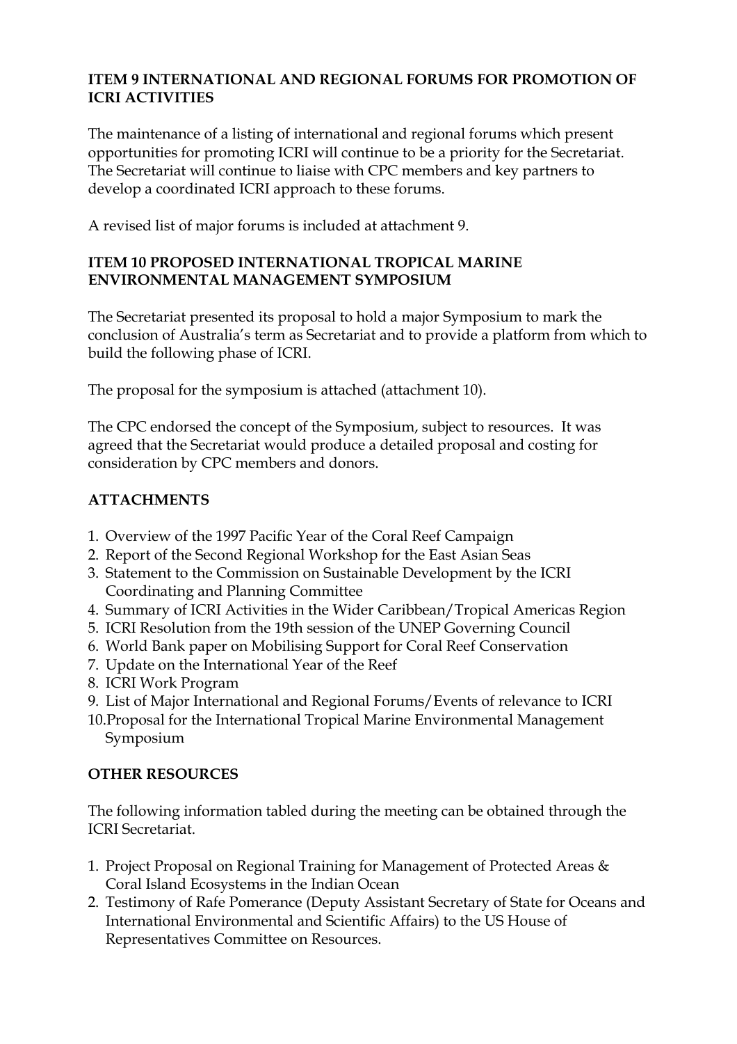## ITEM 9 INTERNATIONAL AND REGIONAL FORUMS FOR PROMOTION OF ICRI ACTIVITIES

The maintenance of a listing of international and regional forums which present opportunities for promoting ICRI will continue to be a priority for the Secretariat. The Secretariat will continue to liaise with CPC members and key partners to develop a coordinated ICRI approach to these forums.

A revised list of major forums is included at attachment 9.

## ITEM 10 PROPOSED INTERNATIONAL TROPICAL MARINE ENVIRONMENTAL MANAGEMENT SYMPOSIUM

The Secretariat presented its proposal to hold a major Symposium to mark the conclusion of Australia's term as Secretariat and to provide a platform from which to build the following phase of ICRI.

The proposal for the symposium is attached (attachment 10).

The CPC endorsed the concept of the Symposium, subject to resources. It was agreed that the Secretariat would produce a detailed proposal and costing for consideration by CPC members and donors.

## ATTACHMENTS

1. Overview of the 1997 Pacific Year of the Coral Reef Campaign
2. Report of the Second Regional Workshop for the East Asian Seas
3. Statement to the Commission on Sustainable Development by the ICRI Coordinating and Planning Committee
4. Summary of ICRI Activities in the Wider Caribbean/Tropical Americas Region
5. ICRI Resolution from the 19th session of the UNEP Governing Council
6. World Bank paper on Mobilising Support for Coral Reef Conservation
7. Update on the International Year of the Reef
8. ICRI Work Program
9. List of Major International and Regional Forums/Events of relevance to ICRI
10. Proposal for the International Tropical Marine Environmental Management Symposium

## OTHER RESOURCES

The following information tabled during the meeting can be obtained through the ICRI Secretariat.

1. Project Proposal on Regional Training for Management of Protected Areas & Coral Island Ecosystems in the Indian Ocean
2. Testimony of Rafe Pomerance (Deputy Assistant Secretary of State for Oceans and International Environmental and Scientific Affairs) to the US House of Representatives Committee on Resources.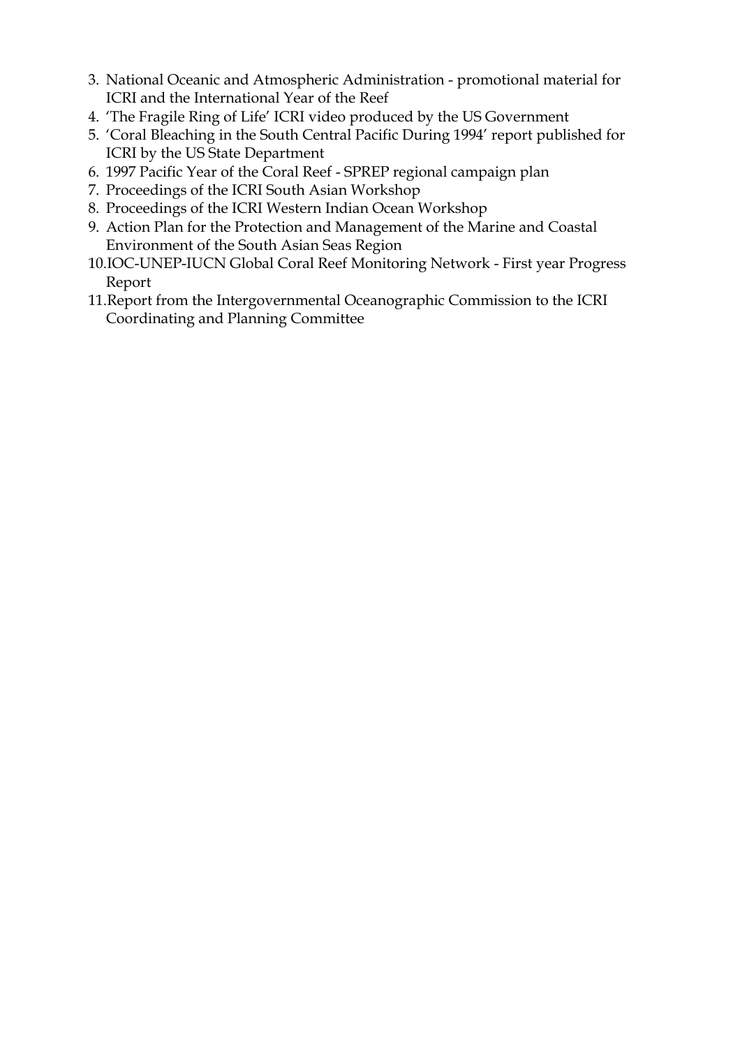3. National Oceanic and Atmospheric Administration - promotional material for ICRI and the International Year of the Reef
4. 'The Fragile Ring of Life' ICRI video produced by the US Government
5. 'Coral Bleaching in the South Central Pacific During 1994' report published for ICRI by the US State Department
6. 1997 Pacific Year of the Coral Reef - SPREP regional campaign plan
7. Proceedings of the ICRI South Asian Workshop
8. Proceedings of the ICRI Western Indian Ocean Workshop
9. Action Plan for the Protection and Management of the Marine and Coastal Environment of the South Asian Seas Region
10. IOC-UNEP-IUCN Global Coral Reef Monitoring Network - First year Progress Report
11. Report from the Intergovernmental Oceanographic Commission to the ICRI Coordinating and Planning Committee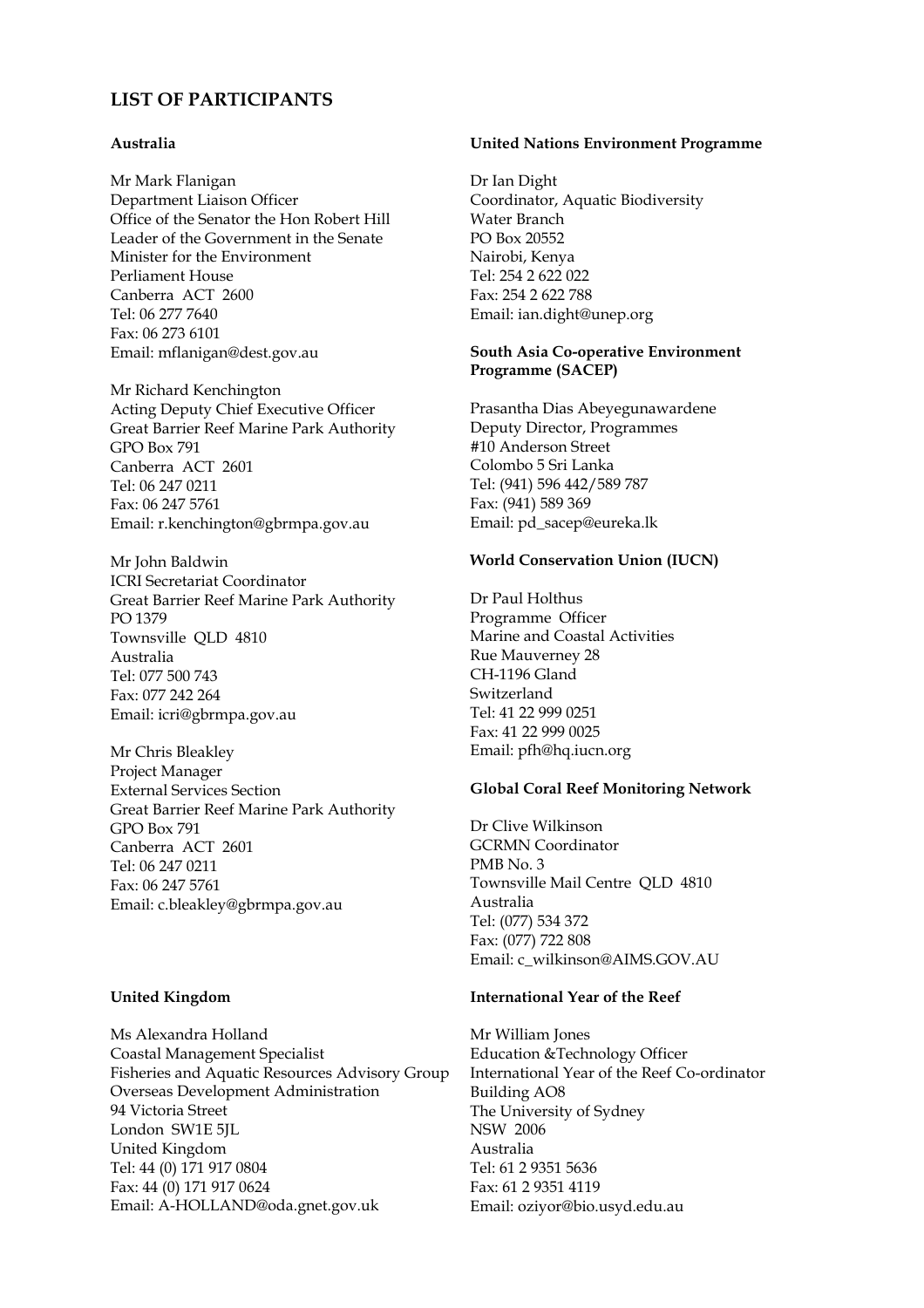## LIST OF PARTICIPANTS

### Australia

Mr Mark Flanigan
Department Liaison Officer
Office of the Senator the Hon Robert Hill
Leader of the Government in the Senate
Minister for the Environment
Perliament House
Canberra ACT 2600
Tel: 06 277 7640
Fax: 06 273 6101
Email: mflanigan@dest.gov.au

Mr Richard Kenchington
Acting Deputy Chief Executive Officer
Great Barrier Reef Marine Park Authority
GPO Box 791
Canberra ACT 2601
Tel: 06 247 0211
Fax: 06 247 5761
Email: r.kenchington@gbrmpa.gov.au

Mr John Baldwin
ICRI Secretariat Coordinator
Great Barrier Reef Marine Park Authority
PO 1379
Townsville QLD 4810
Australia
Tel: 077 500 743
Fax: 077 242 264
Email: icri@gbrmpa.gov.au

Mr Chris Bleakley
Project Manager
External Services Section
Great Barrier Reef Marine Park Authority
GPO Box 791
Canberra ACT 2601
Tel: 06 247 0211
Fax: 06 247 5761
Email: c.bleakley@gbrmpa.gov.au

### United Kingdom

Ms Alexandra Holland
Coastal Management Specialist
Fisheries and Aquatic Resources Advisory Group
Overseas Development Administration
94 Victoria Street
London SW1E 5JL
United Kingdom
Tel: 44 (0) 171 917 0804
Fax: 44 (0) 171 917 0624
Email: A-HOLLAND@oda.gnet.gov.uk

### United Nations Environment Programme

Dr Ian Dight
Coordinator, Aquatic Biodiversity
Water Branch
PO Box 20552
Nairobi, Kenya
Tel: 254 2 622 022
Fax: 254 2 622 788
Email: ian.dight@unep.org

### South Asia Co-operative Environment Programme (SACEP)

Prasantha Dias Abeyegunawardene
Deputy Director, Programmes
#10 Anderson Street
Colombo 5 Sri Lanka
Tel: (941) 596 442/589 787
Fax: (941) 589 369
Email: pd_sacep@eureka.lk

### World Conservation Union (IUCN)

Dr Paul Holthus
Programme Officer
Marine and Coastal Activities
Rue Mauverney 28
CH-1196 Gland
Switzerland
Tel: 41 22 999 0251
Fax: 41 22 999 0025
Email: pfh@hq.iucn.org

### Global Coral Reef Monitoring Network

Dr Clive Wilkinson
GCRMN Coordinator
PMB No. 3
Townsville Mail Centre QLD 4810
Australia
Tel: (077) 534 372
Fax: (077) 722 808
Email: c_wilkinson@AIMS.GOV.AU

### International Year of the Reef

Mr William Jones
Education &Technology Officer
International Year of the Reef Co-ordinator
Building AO8
The University of Sydney
NSW 2006
Australia
Tel: 61 2 9351 5636
Fax: 61 2 9351 4119
Email: oziyor@bio.usyd.edu.au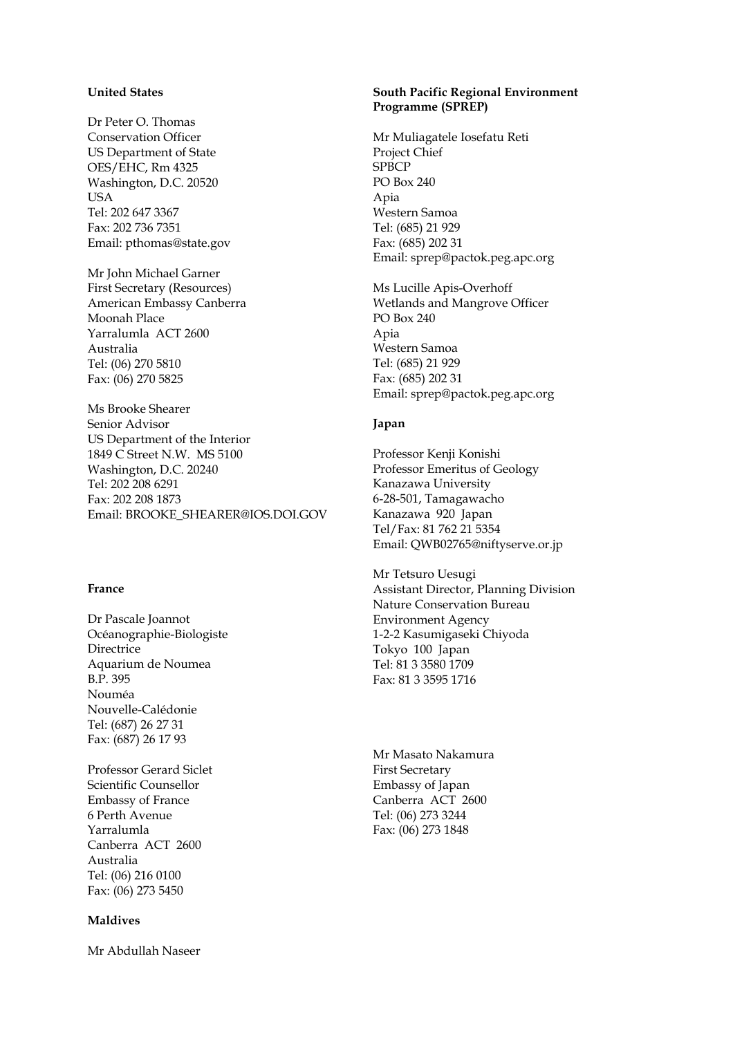**United States**

Dr Peter O. Thomas
Conservation Officer
US Department of State
OES/EHC, Rm 4325
Washington, D.C. 20520
USA
Tel: 202 647 3367
Fax: 202 736 7351
Email: pthomas@state.gov

Mr John Michael Garner
First Secretary (Resources)
American Embassy Canberra
Moonah Place
Yarralumla ACT 2600
Australia
Tel: (06) 270 5810
Fax: (06) 270 5825

Ms Brooke Shearer
Senior Advisor
US Department of the Interior
1849 C Street N.W. MS 5100
Washington, D.C. 20240
Tel: 202 208 6291
Fax: 202 208 1873
Email: BROOKE_SHEARER@IOS.DOI.GOV

**France**

Dr Pascale Joannot
Océanographie-Biologiste
Directrice
Aquarium de Noumea
B.P. 395
Nouméa
Nouvelle-Calédonie
Tel: (687) 26 27 31
Fax: (687) 26 17 93

Professor Gerard Siclet
Scientific Counsellor
Embassy of France
6 Perth Avenue
Yarralumla
Canberra ACT 2600
Australia
Tel: (06) 216 0100
Fax: (06) 273 5450

**Maldives**

Mr Abdullah Naseer

**South Pacific Regional Environment Programme (SPREP)**

Mr Muliagatele Iosefatu Reti
Project Chief
SPBCP
PO Box 240
Apia
Western Samoa
Tel: (685) 21 929
Fax: (685) 202 31
Email: sprep@pactok.peg.apc.org

Ms Lucille Apis-Overhoff
Wetlands and Mangrove Officer
PO Box 240
Apia
Western Samoa
Tel: (685) 21 929
Fax: (685) 202 31
Email: sprep@pactok.peg.apc.org

**Japan**

Professor Kenji Konishi
Professor Emeritus of Geology
Kanazawa University
6-28-501, Tamagawacho
Kanazawa 920 Japan
Tel/Fax: 81 762 21 5354
Email: QWB02765@niftyserve.or.jp

Mr Tetsuro Uesugi
Assistant Director, Planning Division
Nature Conservation Bureau
Environment Agency
1-2-2 Kasumigaseki Chiyoda
Tokyo 100 Japan
Tel: 81 3 3580 1709
Fax: 81 3 3595 1716

Mr Masato Nakamura
First Secretary
Embassy of Japan
Canberra ACT 2600
Tel: (06) 273 3244
Fax: (06) 273 1848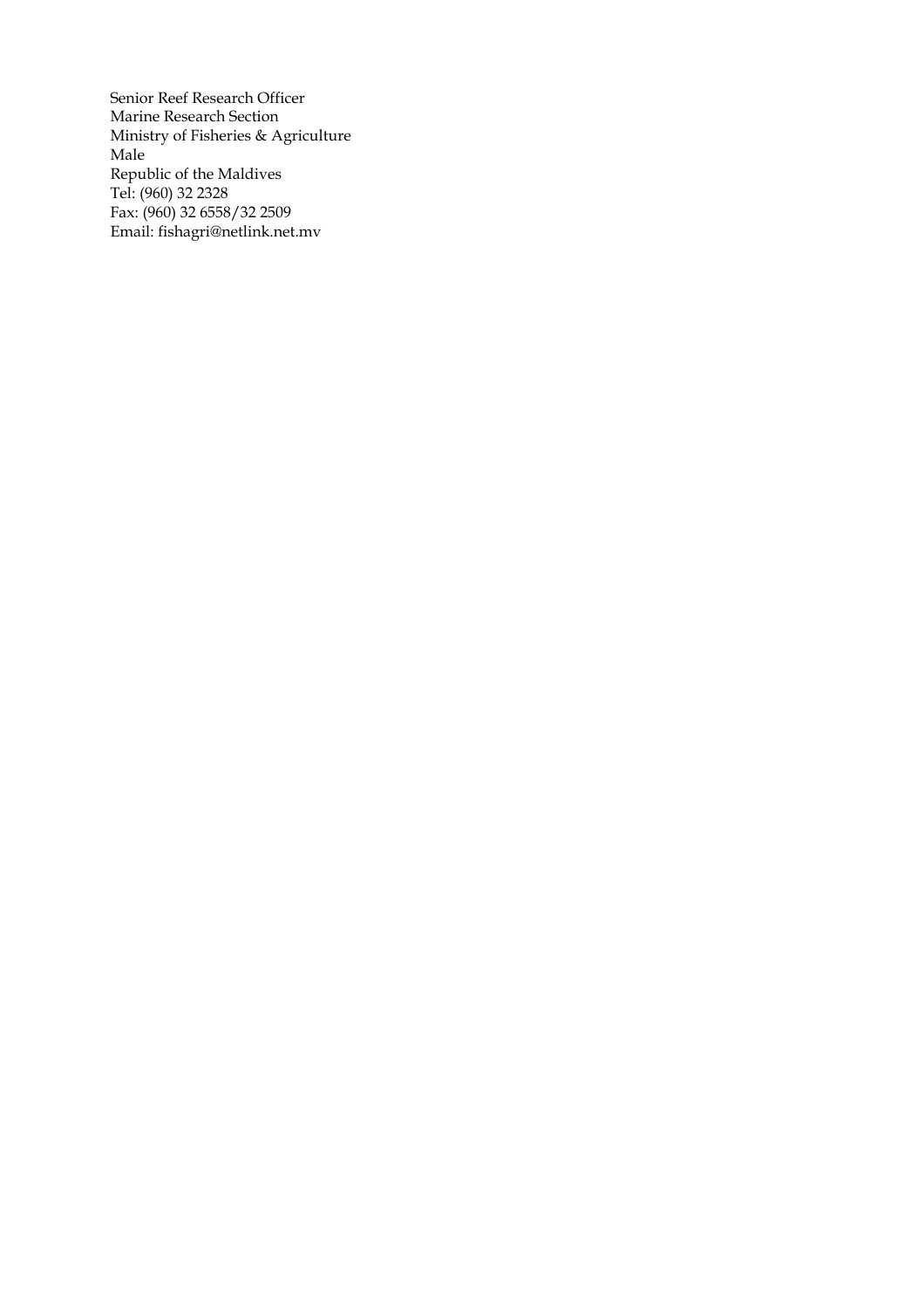Senior Reef Research Officer
Marine Research Section
Ministry of Fisheries & Agriculture
Male
Republic of the Maldives
Tel: (960) 32 2328
Fax: (960) 32 6558/32 2509
Email: fishagri@netlink.net.mv